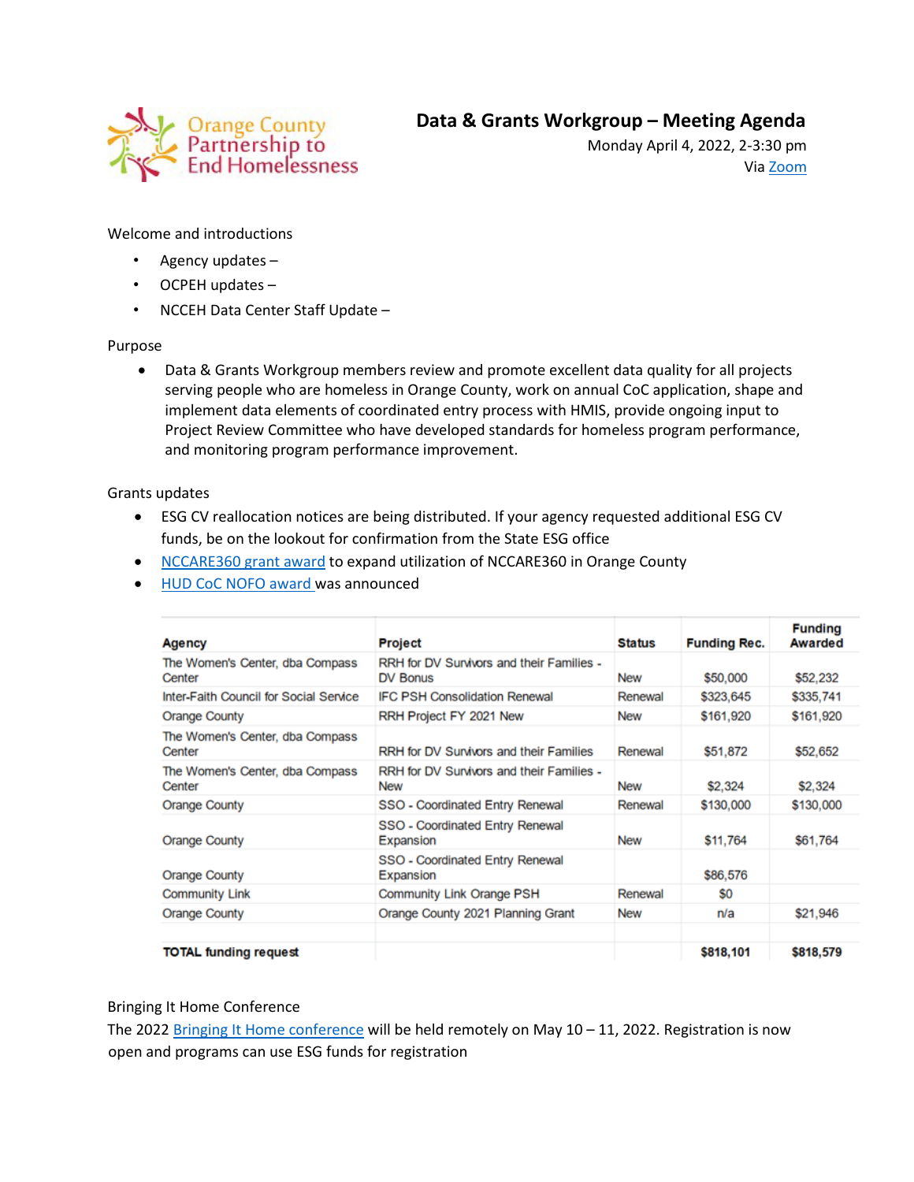Orange County Partnership to End Homelessness

# Data & Grants Workgroup – Meeting Agenda

Monday April 4, 2022, 2-3:30 pm
Via Zoom

Welcome and introductions

- Agency updates –
- OCPEH updates –
- NCCEH Data Center Staff Update –

Purpose

- Data & Grants Workgroup members review and promote excellent data quality for all projects serving people who are homeless in Orange County, work on annual CoC application, shape and implement data elements of coordinated entry process with HMIS, provide ongoing input to Project Review Committee who have developed standards for homeless program performance, and monitoring program performance improvement.

Grants updates

- ESG CV reallocation notices are being distributed. If your agency requested additional ESG CV funds, be on the lookout for confirmation from the State ESG office
- NCCARE360 grant award to expand utilization of NCCARE360 in Orange County
- HUD CoC NOFO award was announced

| Agency | Project | Status | Funding Rec. | Funding Awarded |
|---|---|---|---|---|
| The Women's Center, dba Compass Center | RRH for DV Survivors and their Families - DV Bonus | New | $50,000 | $52,232 |
| Inter-Faith Council for Social Service | IFC PSH Consolidation Renewal | Renewal | $323,645 | $335,741 |
| Orange County | RRH Project FY 2021 New | New | $161,920 | $161,920 |
| The Women's Center, dba Compass Center | RRH for DV Survivors and their Families | Renewal | $51,872 | $52,652 |
| The Women's Center, dba Compass Center | RRH for DV Survivors and their Families - New | New | $2,324 | $2,324 |
| Orange County | SSO - Coordinated Entry Renewal | Renewal | $130,000 | $130,000 |
| Orange County | SSO - Coordinated Entry Renewal Expansion | New | $11,764 | $61,764 |
| Orange County | SSO - Coordinated Entry Renewal Expansion | | $86,576 | |
| Community Link | Community Link Orange PSH | Renewal | $0 | |
| Orange County | Orange County 2021 Planning Grant | New | n/a | $21,946 |
| | | | | |
| **TOTAL funding request** | | | **$818,101** | **$818,579** |

Bringing It Home Conference

The 2022 Bringing It Home conference will be held remotely on May 10 – 11, 2022. Registration is now open and programs can use ESG funds for registration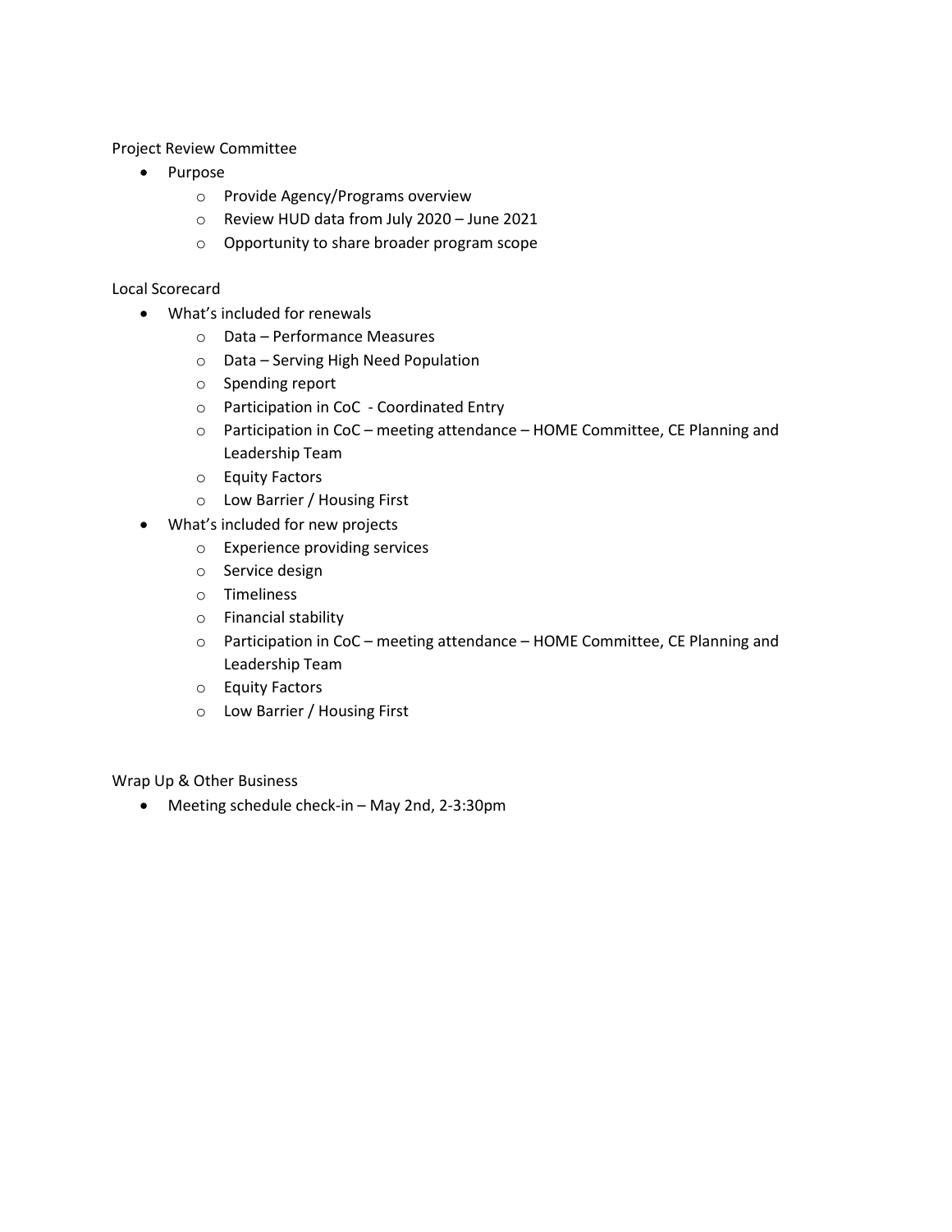Project Review Committee

- Purpose
  - Provide Agency/Programs overview
  - Review HUD data from July 2020 – June 2021
  - Opportunity to share broader program scope

Local Scorecard

- What's included for renewals
  - Data – Performance Measures
  - Data – Serving High Need Population
  - Spending report
  - Participation in CoC - Coordinated Entry
  - Participation in CoC – meeting attendance – HOME Committee, CE Planning and Leadership Team
  - Equity Factors
  - Low Barrier / Housing First
- What's included for new projects
  - Experience providing services
  - Service design
  - Timeliness
  - Financial stability
  - Participation in CoC – meeting attendance – HOME Committee, CE Planning and Leadership Team
  - Equity Factors
  - Low Barrier / Housing First

Wrap Up & Other Business

- Meeting schedule check-in – May 2nd, 2-3:30pm